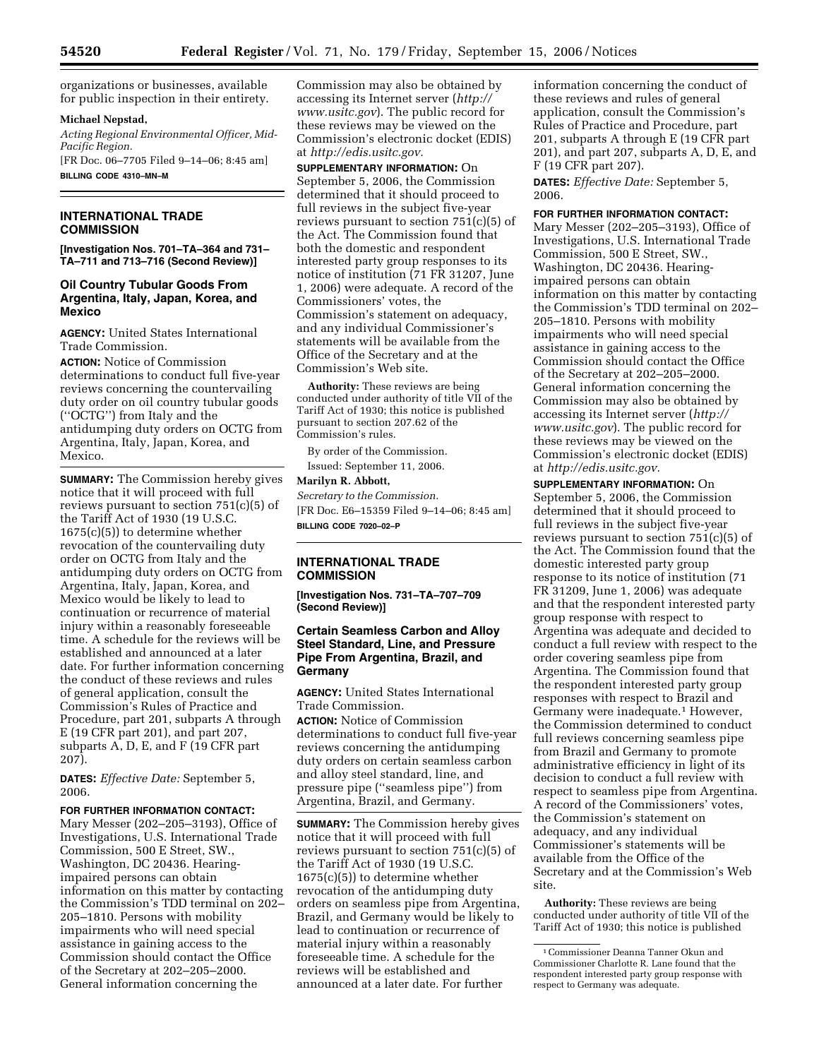organizations or businesses, available for public inspection in their entirety.

**Michael Nepstad,**

*Acting Regional Environmental Officer, Mid-Pacific Region.*

[FR Doc. 06–7705 Filed 9–14–06; 8:45 am]

**BILLING CODE 4310–MN–M**

---

## INTERNATIONAL TRADE COMMISSION

**[Investigation Nos. 701–TA–364 and 731–TA–711 and 713–716 (Second Review)]**

### Oil Country Tubular Goods From Argentina, Italy, Japan, Korea, and Mexico

**AGENCY:** United States International Trade Commission.

**ACTION:** Notice of Commission determinations to conduct full five-year reviews concerning the countervailing duty order on oil country tubular goods (''OCTG'') from Italy and the antidumping duty orders on OCTG from Argentina, Italy, Japan, Korea, and Mexico.

**SUMMARY:** The Commission hereby gives notice that it will proceed with full reviews pursuant to section 751(c)(5) of the Tariff Act of 1930 (19 U.S.C. 1675(c)(5)) to determine whether revocation of the countervailing duty order on OCTG from Italy and the antidumping duty orders on OCTG from Argentina, Italy, Japan, Korea, and Mexico would be likely to lead to continuation or recurrence of material injury within a reasonably foreseeable time. A schedule for the reviews will be established and announced at a later date. For further information concerning the conduct of these reviews and rules of general application, consult the Commission's Rules of Practice and Procedure, part 201, subparts A through E (19 CFR part 201), and part 207, subparts A, D, E, and F (19 CFR part 207).

**DATES:** *Effective Date:* September 5, 2006.

**FOR FURTHER INFORMATION CONTACT:** Mary Messer (202–205–3193), Office of Investigations, U.S. International Trade Commission, 500 E Street, SW., Washington, DC 20436. Hearing-impaired persons can obtain information on this matter by contacting the Commission's TDD terminal on 202–205–1810. Persons with mobility impairments who will need special assistance in gaining access to the Commission should contact the Office of the Secretary at 202–205–2000. General information concerning the Commission may also be obtained by accessing its Internet server (*http://www.usitc.gov*). The public record for these reviews may be viewed on the Commission's electronic docket (EDIS) at *http://edis.usitc.gov.*

**SUPPLEMENTARY INFORMATION:** On September 5, 2006, the Commission determined that it should proceed to full reviews in the subject five-year reviews pursuant to section 751(c)(5) of the Act. The Commission found that both the domestic and respondent interested party group responses to its notice of institution (71 FR 31207, June 1, 2006) were adequate. A record of the Commissioners' votes, the Commission's statement on adequacy, and any individual Commissioner's statements will be available from the Office of the Secretary and at the Commission's Web site.

**Authority:** These reviews are being conducted under authority of title VII of the Tariff Act of 1930; this notice is published pursuant to section 207.62 of the Commission's rules.

By order of the Commission.

Issued: September 11, 2006.

**Marilyn R. Abbott,**

*Secretary to the Commission.*

[FR Doc. E6–15359 Filed 9–14–06; 8:45 am]

**BILLING CODE 7020–02–P**

---

## INTERNATIONAL TRADE COMMISSION

**[Investigation Nos. 731–TA–707–709 (Second Review)]**

### Certain Seamless Carbon and Alloy Steel Standard, Line, and Pressure Pipe From Argentina, Brazil, and Germany

**AGENCY:** United States International Trade Commission.

**ACTION:** Notice of Commission determinations to conduct full five-year reviews concerning the antidumping duty orders on certain seamless carbon and alloy steel standard, line, and pressure pipe (''seamless pipe'') from Argentina, Brazil, and Germany.

**SUMMARY:** The Commission hereby gives notice that it will proceed with full reviews pursuant to section 751(c)(5) of the Tariff Act of 1930 (19 U.S.C. 1675(c)(5)) to determine whether revocation of the antidumping duty orders on seamless pipe from Argentina, Brazil, and Germany would be likely to lead to continuation or recurrence of material injury within a reasonably foreseeable time. A schedule for the reviews will be established and announced at a later date. For further information concerning the conduct of these reviews and rules of general application, consult the Commission's Rules of Practice and Procedure, part 201, subparts A through E (19 CFR part 201), and part 207, subparts A, D, E, and F (19 CFR part 207).

**DATES:** *Effective Date:* September 5, 2006.

**FOR FURTHER INFORMATION CONTACT:** Mary Messer (202–205–3193), Office of Investigations, U.S. International Trade Commission, 500 E Street, SW., Washington, DC 20436. Hearing-impaired persons can obtain information on this matter by contacting the Commission's TDD terminal on 202–205–1810. Persons with mobility impairments who will need special assistance in gaining access to the Commission should contact the Office of the Secretary at 202–205–2000. General information concerning the Commission may also be obtained by accessing its Internet server (*http://www.usitc.gov*). The public record for these reviews may be viewed on the Commission's electronic docket (EDIS) at *http://edis.usitc.gov.*

**SUPPLEMENTARY INFORMATION:** On September 5, 2006, the Commission determined that it should proceed to full reviews in the subject five-year reviews pursuant to section 751(c)(5) of the Act. The Commission found that the domestic interested party group response to its notice of institution (71 FR 31209, June 1, 2006) was adequate and that the respondent interested party group response with respect to Argentina was adequate and decided to conduct a full review with respect to the order covering seamless pipe from Argentina. The Commission found that the respondent interested party group responses with respect to Brazil and Germany were inadequate.[1] However, the Commission determined to conduct full reviews concerning seamless pipe from Brazil and Germany to promote administrative efficiency in light of its decision to conduct a full review with respect to seamless pipe from Argentina. A record of the Commissioners' votes, the Commission's statement on adequacy, and any individual Commissioner's statements will be available from the Office of the Secretary and at the Commission's Web site.

**Authority:** These reviews are being conducted under authority of title VII of the Tariff Act of 1930; this notice is published

[1] Commissioner Deanna Tanner Okun and Commissioner Charlotte R. Lane found that the respondent interested party group response with respect to Germany was adequate.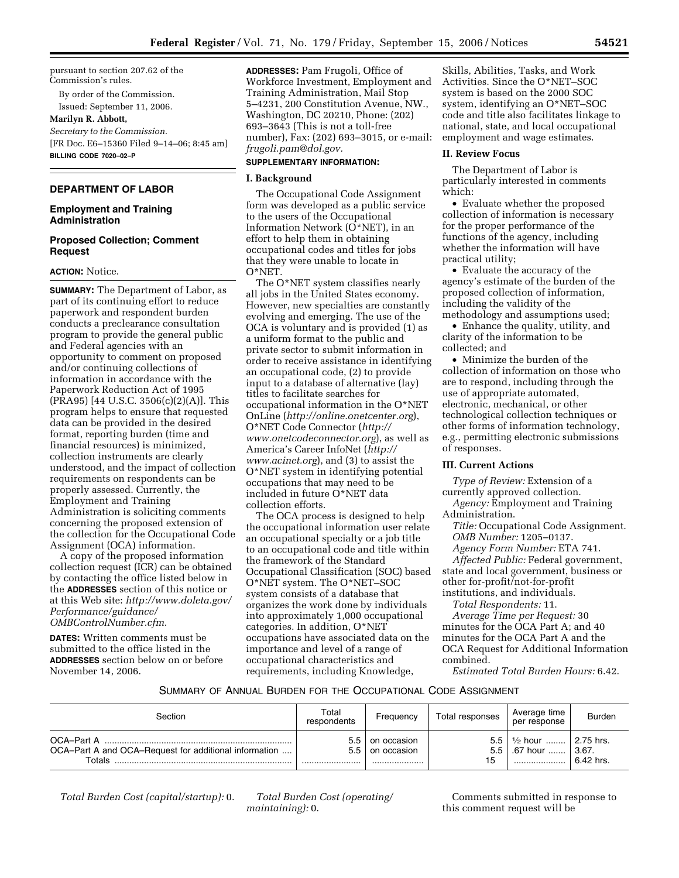pursuant to section 207.62 of the Commission's rules.

By order of the Commission.

Issued: September 11, 2006.

**Marilyn R. Abbott,**

*Secretary to the Commission.*

[FR Doc. E6–15360 Filed 9–14–06; 8:45 am]

**BILLING CODE 7020–02–P**

## DEPARTMENT OF LABOR

### Employment and Training Administration

### Proposed Collection; Comment Request

**ACTION:** Notice.

**SUMMARY:** The Department of Labor, as part of its continuing effort to reduce paperwork and respondent burden conducts a preclearance consultation program to provide the general public and Federal agencies with an opportunity to comment on proposed and/or continuing collections of information in accordance with the Paperwork Reduction Act of 1995 (PRA95) [44 U.S.C. 3506(c)(2)(A)]. This program helps to ensure that requested data can be provided in the desired format, reporting burden (time and financial resources) is minimized, collection instruments are clearly understood, and the impact of collection requirements on respondents can be properly assessed. Currently, the Employment and Training Administration is soliciting comments concerning the proposed extension of the collection for the Occupational Code Assignment (OCA) information.

A copy of the proposed information collection request (ICR) can be obtained by contacting the office listed below in the **ADDRESSES** section of this notice or at this Web site: *http://www.doleta.gov/Performance/guidance/OMBControlNumber.cfm.*

**DATES:** Written comments must be submitted to the office listed in the **ADDRESSES** section below on or before November 14, 2006.

**ADDRESSES:** Pam Frugoli, Office of Workforce Investment, Employment and Training Administration, Mail Stop 5–4231, 200 Constitution Avenue, NW., Washington, DC 20210, Phone: (202) 693–3643 (This is not a toll-free number), Fax: (202) 693–3015, or e-mail: *frugoli.pam@dol.gov.*

**SUPPLEMENTARY INFORMATION:**

### I. Background

The Occupational Code Assignment form was developed as a public service to the users of the Occupational Information Network (O*NET), in an effort to help them in obtaining occupational codes and titles for jobs that they were unable to locate in O*NET.

The O*NET system classifies nearly all jobs in the United States economy. However, new specialties are constantly evolving and emerging. The use of the OCA is voluntary and is provided (1) as a uniform format to the public and private sector to submit information in order to receive assistance in identifying an occupational code, (2) to provide input to a database of alternative (lay) titles to facilitate searches for occupational information in the O*NET OnLine (*http://online.onetcenter.org*), O*NET Code Connector (*http://www.onetcodeconnector.org*), as well as America's Career InfoNet (*http://www.acinet.org*), and (3) to assist the O*NET system in identifying potential occupations that may need to be included in future O*NET data collection efforts.

The OCA process is designed to help the occupational information user relate an occupational specialty or a job title to an occupational code and title within the framework of the Standard Occupational Classification (SOC) based O*NET system. The O*NET–SOC system consists of a database that organizes the work done by individuals into approximately 1,000 occupational categories. In addition, O*NET occupations have associated data on the importance and level of a range of occupational characteristics and requirements, including Knowledge, Skills, Abilities, Tasks, and Work Activities. Since the O*NET–SOC system is based on the 2000 SOC system, identifying an O*NET–SOC code and title also facilitates linkage to national, state, and local occupational employment and wage estimates.

### II. Review Focus

The Department of Labor is particularly interested in comments which:

- Evaluate whether the proposed collection of information is necessary for the proper performance of the functions of the agency, including whether the information will have practical utility;
- Evaluate the accuracy of the agency's estimate of the burden of the proposed collection of information, including the validity of the methodology and assumptions used;
- Enhance the quality, utility, and clarity of the information to be collected; and
- Minimize the burden of the collection of information on those who are to respond, including through the use of appropriate automated, electronic, mechanical, or other technological collection techniques or other forms of information technology, e.g., permitting electronic submissions of responses.

### III. Current Actions

*Type of Review:* Extension of a currently approved collection.

*Agency:* Employment and Training Administration.

*Title:* Occupational Code Assignment.

*OMB Number:* 1205–0137.

*Agency Form Number:* ETA 741.

*Affected Public:* Federal government, state and local government, business or other for-profit/not-for-profit institutions, and individuals.

*Total Respondents:* 11.

*Average Time per Request:* 30 minutes for the OCA Part A; and 40 minutes for the OCA Part A and the OCA Request for Additional Information combined.

*Estimated Total Burden Hours:* 6.42.

SUMMARY OF ANNUAL BURDEN FOR THE OCCUPATIONAL CODE ASSIGNMENT

| Section | Total respondents | Frequency | Total responses | Average time per response | Burden |
|---|---|---|---|---|---|
| OCA–Part A | 5.5 | on occasion | 5.5 | ½ hour | 2.75 hrs. |
| OCA–Part A and OCA–Request for additional information | 5.5 | on occasion | 5.5 | .67 hour | 3.67. |
| Totals | | | 15 | | 6.42 hrs. |

*Total Burden Cost (capital/startup):* 0.

*Total Burden Cost (operating/maintaining):* 0.

Comments submitted in response to this comment request will be